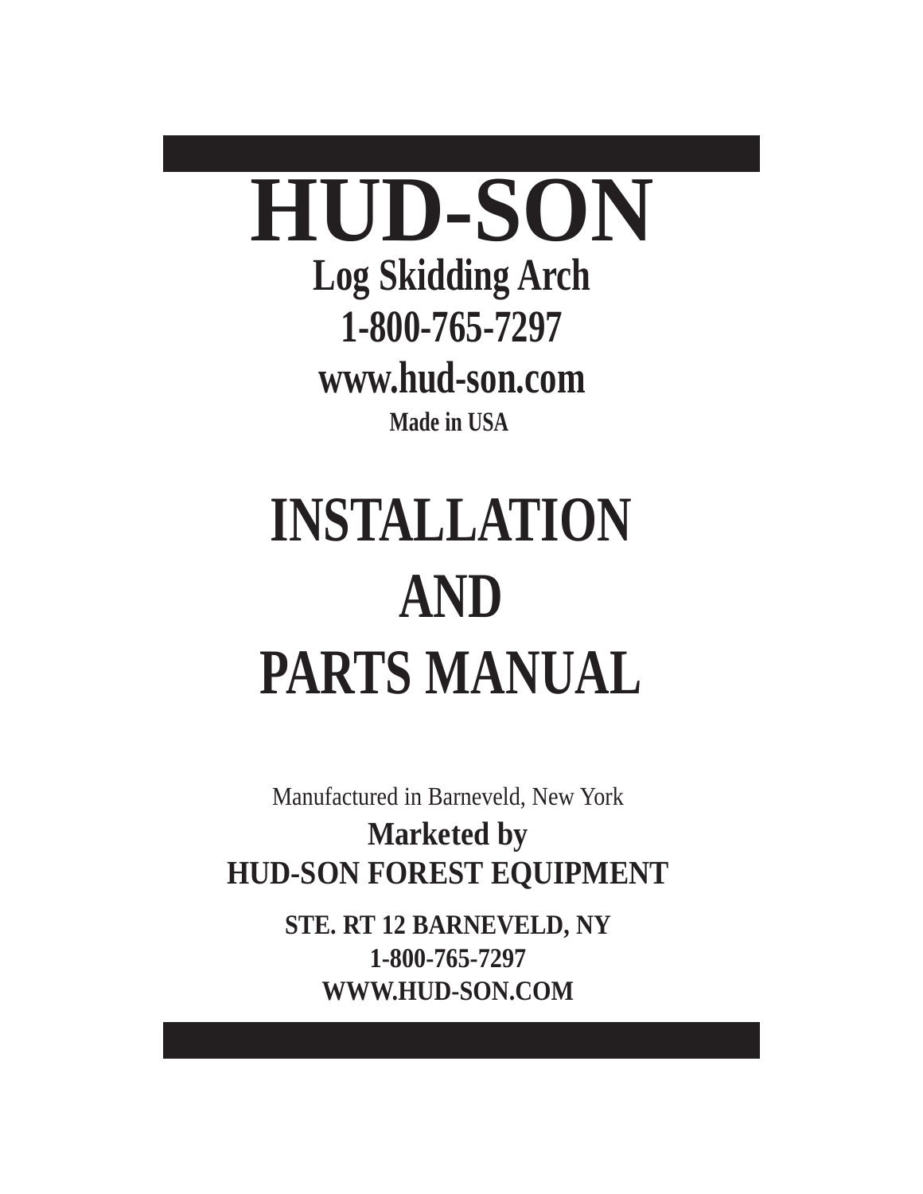# HUD-SON

## Log Skidding Arch

## 1-800-765-7297

## www.hud-son.com

**Made in USA**

# INSTALLATION AND PARTS MANUAL

Manufactured in Barneveld, New York

**Marketed by**

**HUD-SON FOREST EQUIPMENT**

**STE. RT 12 BARNEVELD, NY**

**1-800-765-7297**

**WWW.HUD-SON.COM**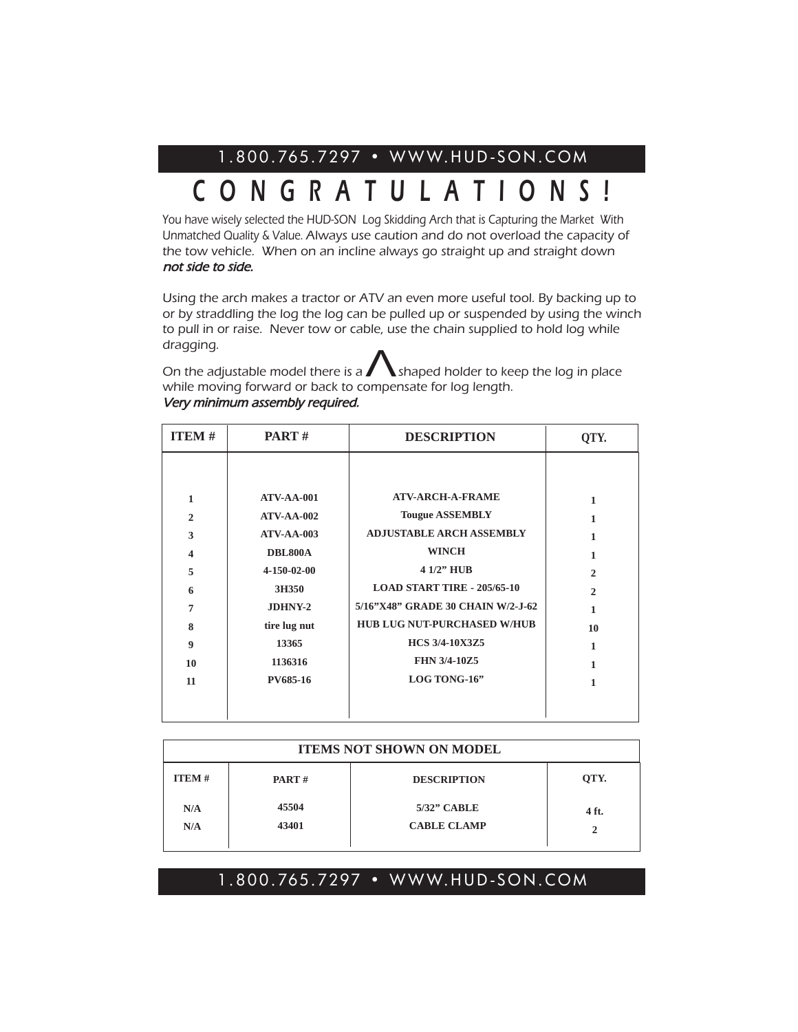# C O N G R A T U L A T I O N S !

You have wisely selected the HUD-SON Log Skidding Arch that is Capturing the Market With Unmatched Quality & Value. Always use caution and do not overload the capacity of the tow vehicle. When on an incline always go straight up and straight down ***not side to side.***

Using the arch makes a tractor or ATV an even more useful tool. By backing up to or by straddling the log the log can be pulled up or suspended by using the winch to pull in or raise. Never tow or cable, use the chain supplied to hold log while dragging.

On the adjustable model there is a Λ shaped holder to keep the log in place while moving forward or back to compensate for log length.
***Very minimum assembly required.***

| ITEM # | PART # | DESCRIPTION | QTY. |
|---|---|---|---|
| 1 | ATV-AA-001 | ATV-ARCH-A-FRAME | 1 |
| 2 | ATV-AA-002 | Tougue ASSEMBLY | 1 |
| 3 | ATV-AA-003 | ADJUSTABLE ARCH ASSEMBLY | 1 |
| 4 | DBL800A | WINCH | 1 |
| 5 | 4-150-02-00 | 4 1/2" HUB | 2 |
| 6 | 3H350 | LOAD START TIRE - 205/65-10 | 2 |
| 7 | JDHNY-2 | 5/16"X48" GRADE 30 CHAIN W/2-J-62 | 1 |
| 8 | tire lug nut | HUB LUG NUT-PURCHASED W/HUB | 10 |
| 9 | 13365 | HCS 3/4-10X3Z5 | 1 |
| 10 | 1136316 | FHN 3/4-10Z5 | 1 |
| 11 | PV685-16 | LOG TONG-16" | 1 |

| ITEMS NOT SHOWN ON MODEL | | | |
|---|---|---|---|
| ITEM # | PART # | DESCRIPTION | QTY. |
| N/A | 45504 | 5/32" CABLE | 4 ft. |
| N/A | 43401 | CABLE CLAMP | 2 |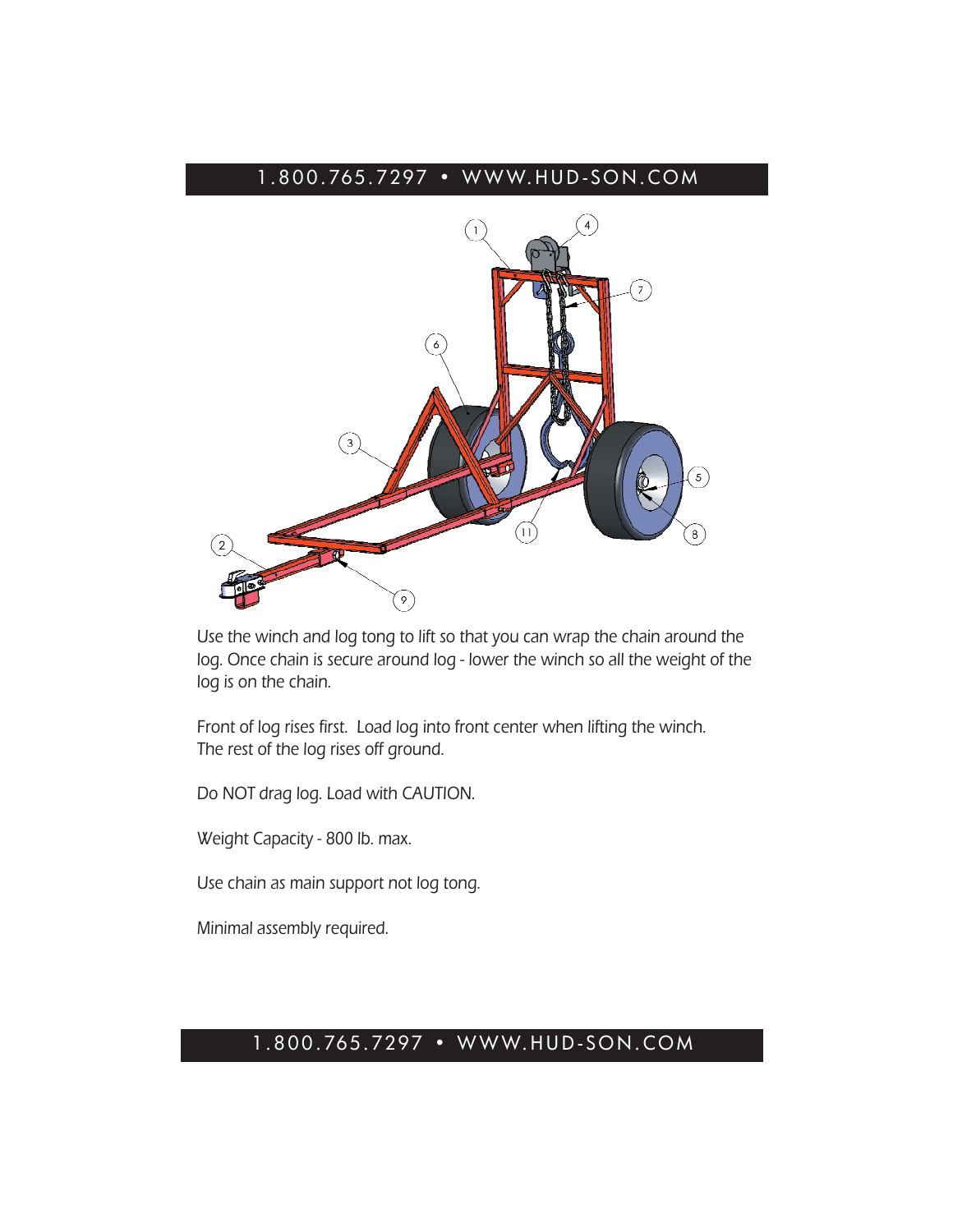*Use the winch and log tong to lift so that you can wrap the chain around the log. Once chain is secure around log - lower the winch so all the weight of the log is on the chain.*

*Front of log rises first. Load log into front center when lifting the winch. The rest of the log rises off ground.*

*Do NOT drag log. Load with CAUTION.*

*Weight Capacity - 800 lb. max.*

*Use chain as main support not log tong.*

*Minimal assembly required.*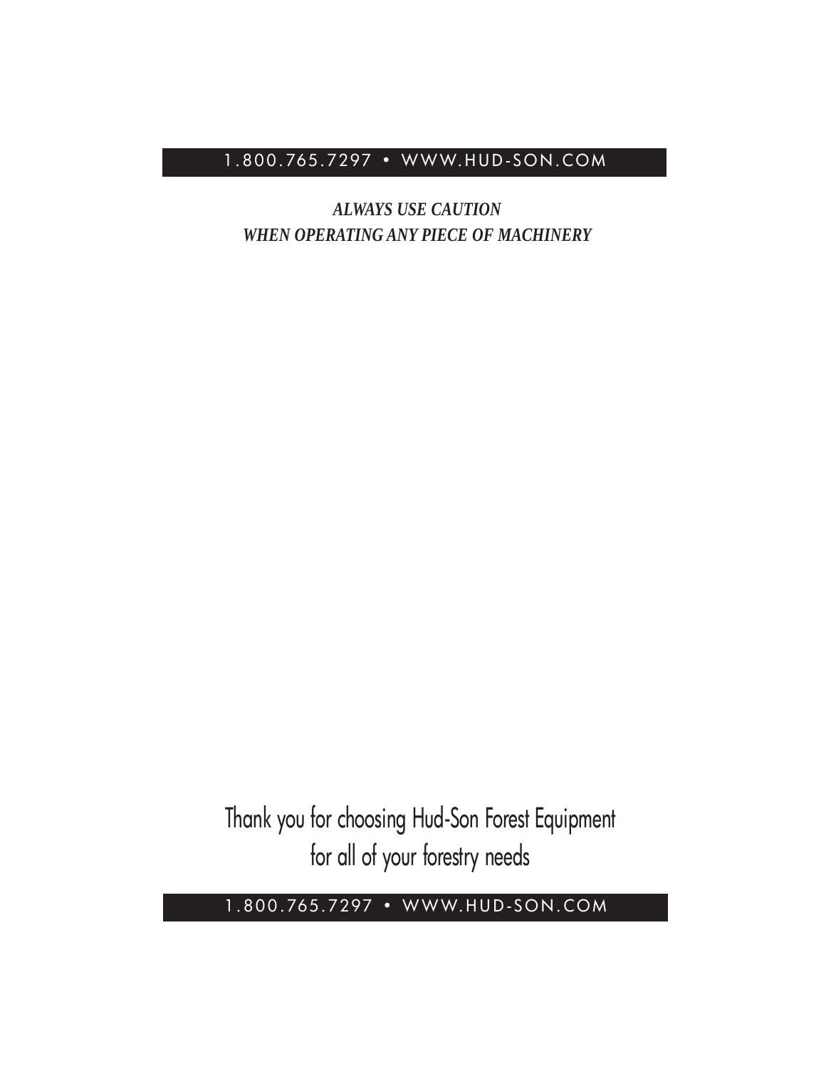1.800.765.7297 • WWW.HUD-SON.COM

***ALWAYS USE CAUTION***
***WHEN OPERATING ANY PIECE OF MACHINERY***

Thank you for choosing Hud-Son Forest Equipment
for all of your forestry needs

1.800.765.7297 • WWW.HUD-SON.COM